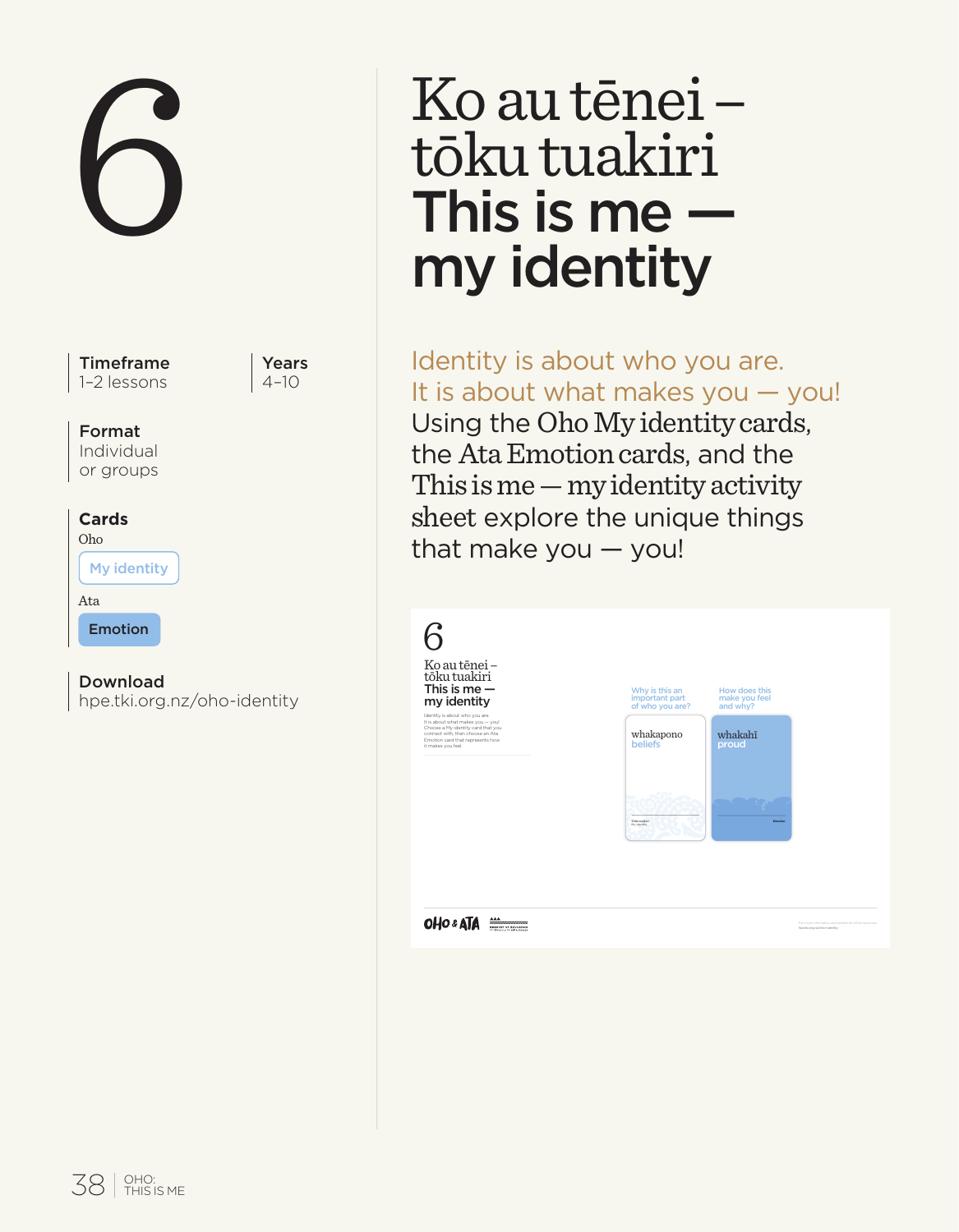# 6

# Ko au tēnei – tōku tuakiri
# This is me — my identity

**Timeframe**
1–2 lessons

**Years**
4–10

**Format**
Individual or groups

**Cards**
Oho
My identity
Ata
Emotion

**Download**
hpe.tki.org.nz/oho-identity

Identity is about who you are.
It is about what makes you — you!
Using the Oho My identity cards, the Ata Emotion cards, and the This is me — my identity activity sheet explore the unique things that make you — you!

6

Ko au tēnei – tōku tuakiri
This is me — my identity

Identity is about who you are.
It is about what makes you — you!
Choose a My identity card that you connect with, then choose an Ata Emotion card that represents how it makes you feel.

Why is this an important part of who you are?

whakapono
beliefs

How does this make you feel and why?

whakahī
proud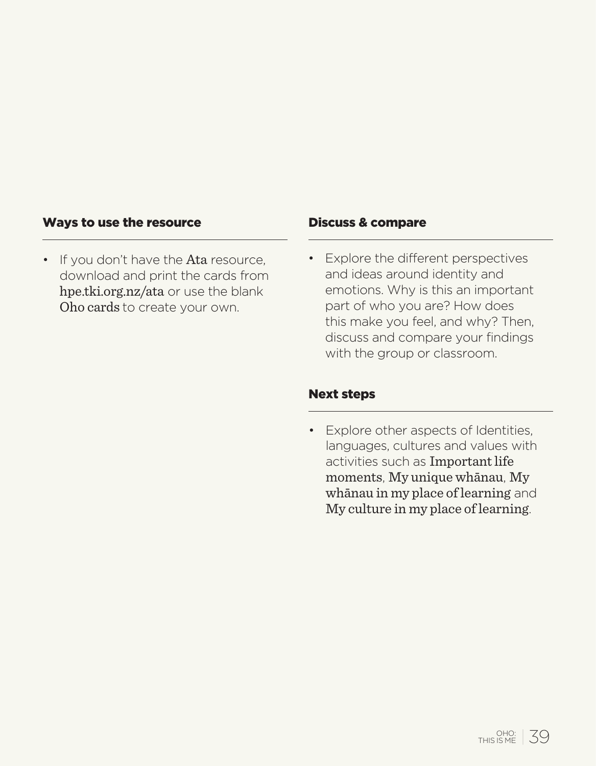## Ways to use the resource

- If you don't have the Ata resource, download and print the cards from hpe.tki.org.nz/ata or use the blank Oho cards to create your own.

## Discuss & compare

- Explore the different perspectives and ideas around identity and emotions. Why is this an important part of who you are? How does this make you feel, and why? Then, discuss and compare your findings with the group or classroom.

## Next steps

- Explore other aspects of Identities, languages, cultures and values with activities such as Important life moments, My unique whānau, My whānau in my place of learning and My culture in my place of learning.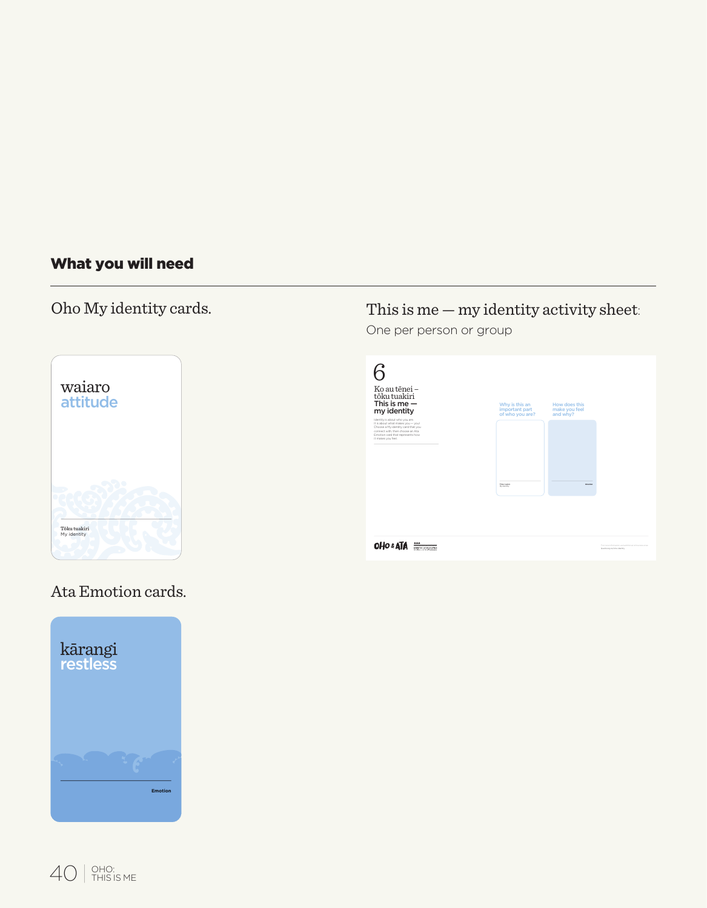## What you will need

Oho My identity cards.

waiaro
attitude

Tōku tuakiri
My identity

Ata Emotion cards.

kārangi
restless

Emotion

This is me — my identity activity sheet:

One per person or group

6

Ko au tēnei – tōku tuakiri
This is me — my identity

Why is this an important part of who you are?

How does this make you feel and why?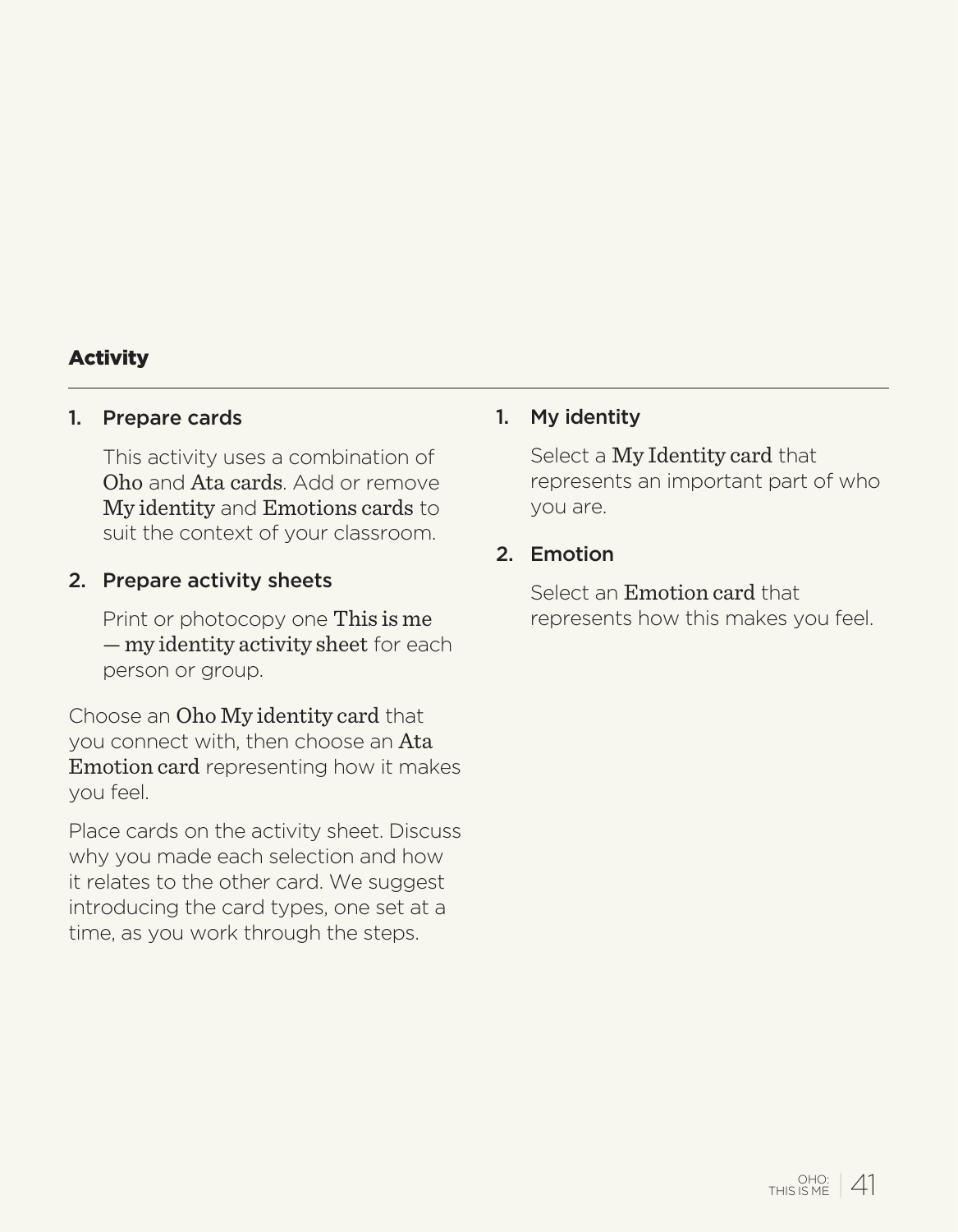**Activity**

1. **Prepare cards**

   This activity uses a combination of Oho and Ata cards. Add or remove My identity and Emotions cards to suit the context of your classroom.

2. **Prepare activity sheets**

   Print or photocopy one This is me — my identity activity sheet for each person or group.

Choose an Oho My identity card that you connect with, then choose an Ata Emotion card representing how it makes you feel.

Place cards on the activity sheet. Discuss why you made each selection and how it relates to the other card. We suggest introducing the card types, one set at a time, as you work through the steps.

1. **My identity**

   Select a My Identity card that represents an important part of who you are.

2. **Emotion**

   Select an Emotion card that represents how this makes you feel.